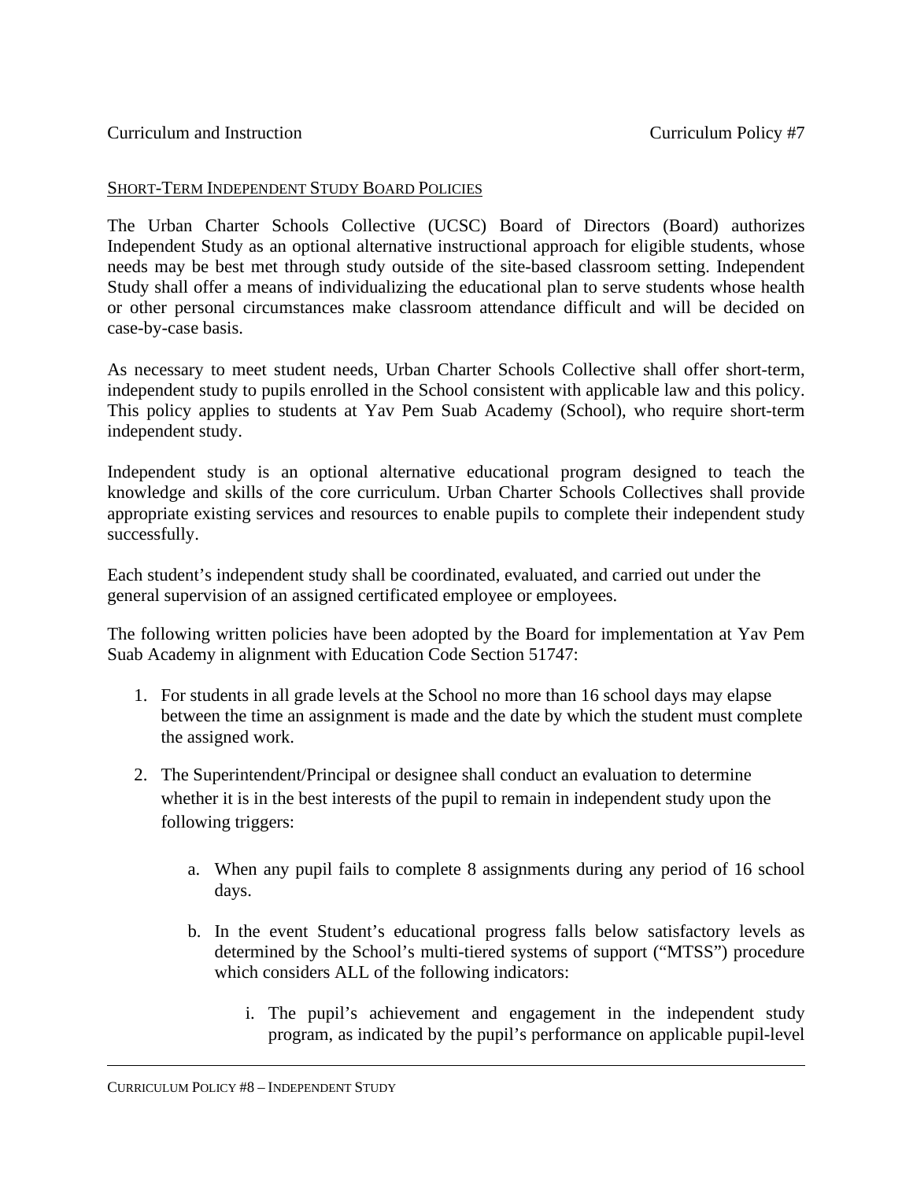Curriculum and Instruction Curriculum Policy #7

SHORT-TERM INDEPENDENT STUDY BOARD POLICIES

The Urban Charter Schools Collective (UCSC) Board of Directors (Board) authorizes Independent Study as an optional alternative instructional approach for eligible students, whose needs may be best met through study outside of the site-based classroom setting. Independent Study shall offer a means of individualizing the educational plan to serve students whose health or other personal circumstances make classroom attendance difficult and will be decided on case-by-case basis.

As necessary to meet student needs, Urban Charter Schools Collective shall offer short-term, independent study to pupils enrolled in the School consistent with applicable law and this policy. This policy applies to students at Yav Pem Suab Academy (School), who require short-term independent study.

Independent study is an optional alternative educational program designed to teach the knowledge and skills of the core curriculum. Urban Charter Schools Collectives shall provide appropriate existing services and resources to enable pupils to complete their independent study successfully.

Each student's independent study shall be coordinated, evaluated, and carried out under the general supervision of an assigned certificated employee or employees.

The following written policies have been adopted by the Board for implementation at Yav Pem Suab Academy in alignment with Education Code Section 51747:

1. For students in all grade levels at the School no more than 16 school days may elapse between the time an assignment is made and the date by which the student must complete the assigned work.
2. The Superintendent/Principal or designee shall conduct an evaluation to determine whether it is in the best interests of the pupil to remain in independent study upon the following triggers:
    a. When any pupil fails to complete 8 assignments during any period of 16 school days.
    b. In the event Student's educational progress falls below satisfactory levels as determined by the School's multi-tiered systems of support ("MTSS") procedure which considers ALL of the following indicators:
        i. The pupil's achievement and engagement in the independent study program, as indicated by the pupil's performance on applicable pupil-level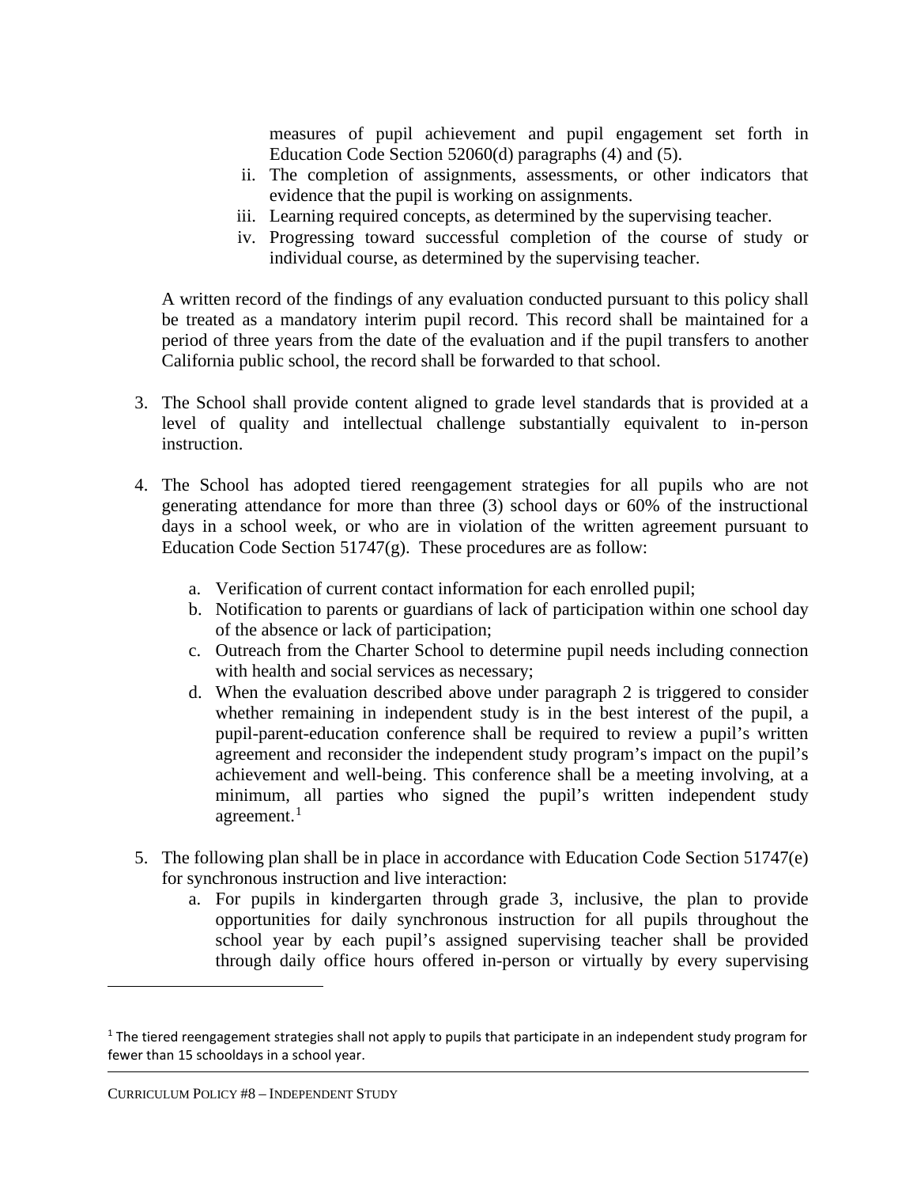measures of pupil achievement and pupil engagement set forth in Education Code Section 52060(d) paragraphs (4) and (5).

  ii. The completion of assignments, assessments, or other indicators that evidence that the pupil is working on assignments.
  iii. Learning required concepts, as determined by the supervising teacher.
  iv. Progressing toward successful completion of the course of study or individual course, as determined by the supervising teacher.

A written record of the findings of any evaluation conducted pursuant to this policy shall be treated as a mandatory interim pupil record. This record shall be maintained for a period of three years from the date of the evaluation and if the pupil transfers to another California public school, the record shall be forwarded to that school.

3. The School shall provide content aligned to grade level standards that is provided at a level of quality and intellectual challenge substantially equivalent to in-person instruction.

4. The School has adopted tiered reengagement strategies for all pupils who are not generating attendance for more than three (3) school days or 60% of the instructional days in a school week, or who are in violation of the written agreement pursuant to Education Code Section 51747(g). These procedures are as follow:

   a. Verification of current contact information for each enrolled pupil;
   b. Notification to parents or guardians of lack of participation within one school day of the absence or lack of participation;
   c. Outreach from the Charter School to determine pupil needs including connection with health and social services as necessary;
   d. When the evaluation described above under paragraph 2 is triggered to consider whether remaining in independent study is in the best interest of the pupil, a pupil-parent-education conference shall be required to review a pupil's written agreement and reconsider the independent study program's impact on the pupil's achievement and well-being. This conference shall be a meeting involving, at a minimum, all parties who signed the pupil's written independent study agreement.[1]

5. The following plan shall be in place in accordance with Education Code Section 51747(e) for synchronous instruction and live interaction:
   a. For pupils in kindergarten through grade 3, inclusive, the plan to provide opportunities for daily synchronous instruction for all pupils throughout the school year by each pupil's assigned supervising teacher shall be provided through daily office hours offered in-person or virtually by every supervising

[1] The tiered reengagement strategies shall not apply to pupils that participate in an independent study program for fewer than 15 schooldays in a school year.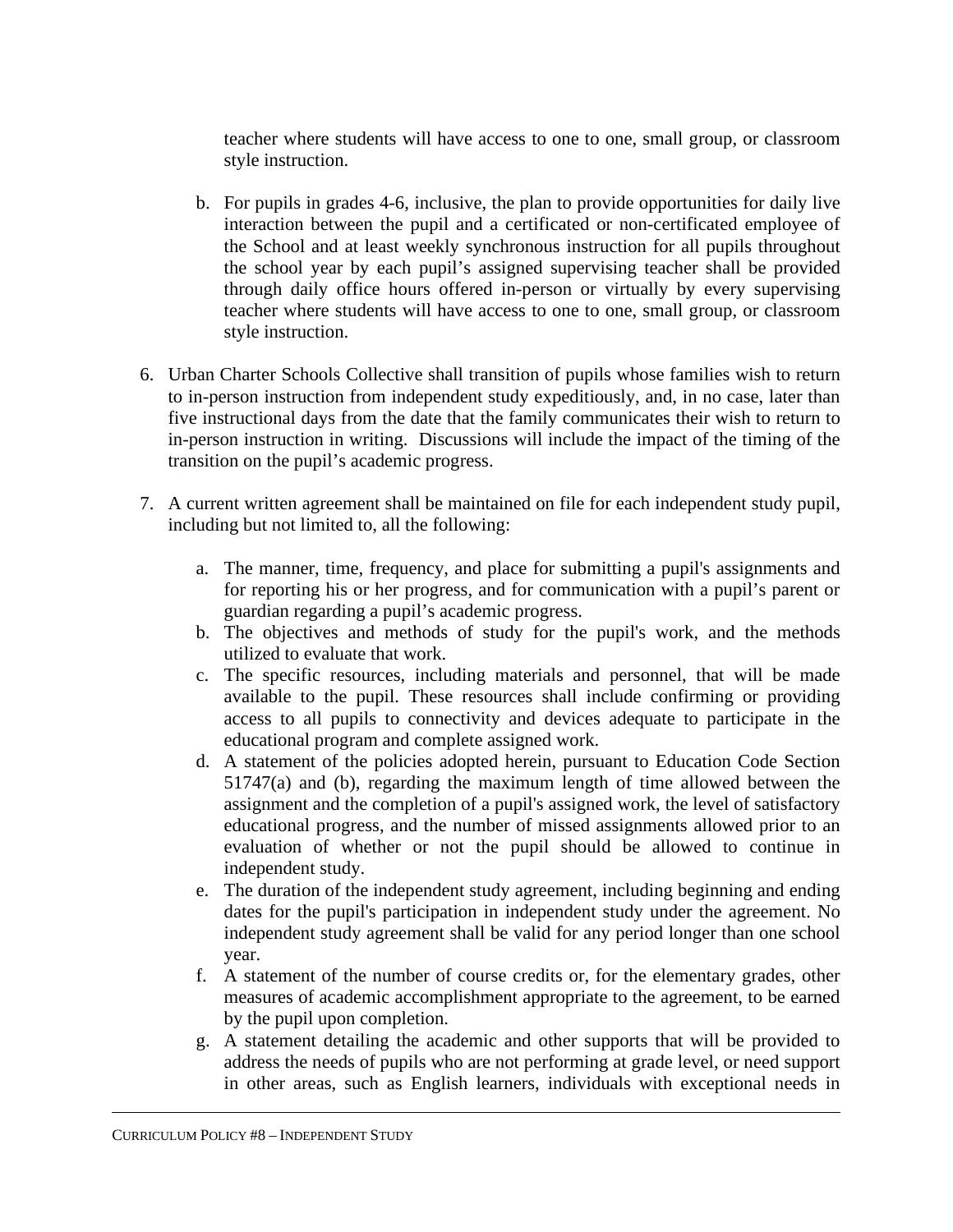teacher where students will have access to one to one, small group, or classroom style instruction.

   b. For pupils in grades 4-6, inclusive, the plan to provide opportunities for daily live interaction between the pupil and a certificated or non-certificated employee of the School and at least weekly synchronous instruction for all pupils throughout the school year by each pupil's assigned supervising teacher shall be provided through daily office hours offered in-person or virtually by every supervising teacher where students will have access to one to one, small group, or classroom style instruction.

6. Urban Charter Schools Collective shall transition of pupils whose families wish to return to in-person instruction from independent study expeditiously, and, in no case, later than five instructional days from the date that the family communicates their wish to return to in-person instruction in writing. Discussions will include the impact of the timing of the transition on the pupil's academic progress.

7. A current written agreement shall be maintained on file for each independent study pupil, including but not limited to, all the following:

   a. The manner, time, frequency, and place for submitting a pupil's assignments and for reporting his or her progress, and for communication with a pupil's parent or guardian regarding a pupil's academic progress.
   b. The objectives and methods of study for the pupil's work, and the methods utilized to evaluate that work.
   c. The specific resources, including materials and personnel, that will be made available to the pupil. These resources shall include confirming or providing access to all pupils to connectivity and devices adequate to participate in the educational program and complete assigned work.
   d. A statement of the policies adopted herein, pursuant to Education Code Section 51747(a) and (b), regarding the maximum length of time allowed between the assignment and the completion of a pupil's assigned work, the level of satisfactory educational progress, and the number of missed assignments allowed prior to an evaluation of whether or not the pupil should be allowed to continue in independent study.
   e. The duration of the independent study agreement, including beginning and ending dates for the pupil's participation in independent study under the agreement. No independent study agreement shall be valid for any period longer than one school year.
   f. A statement of the number of course credits or, for the elementary grades, other measures of academic accomplishment appropriate to the agreement, to be earned by the pupil upon completion.
   g. A statement detailing the academic and other supports that will be provided to address the needs of pupils who are not performing at grade level, or need support in other areas, such as English learners, individuals with exceptional needs in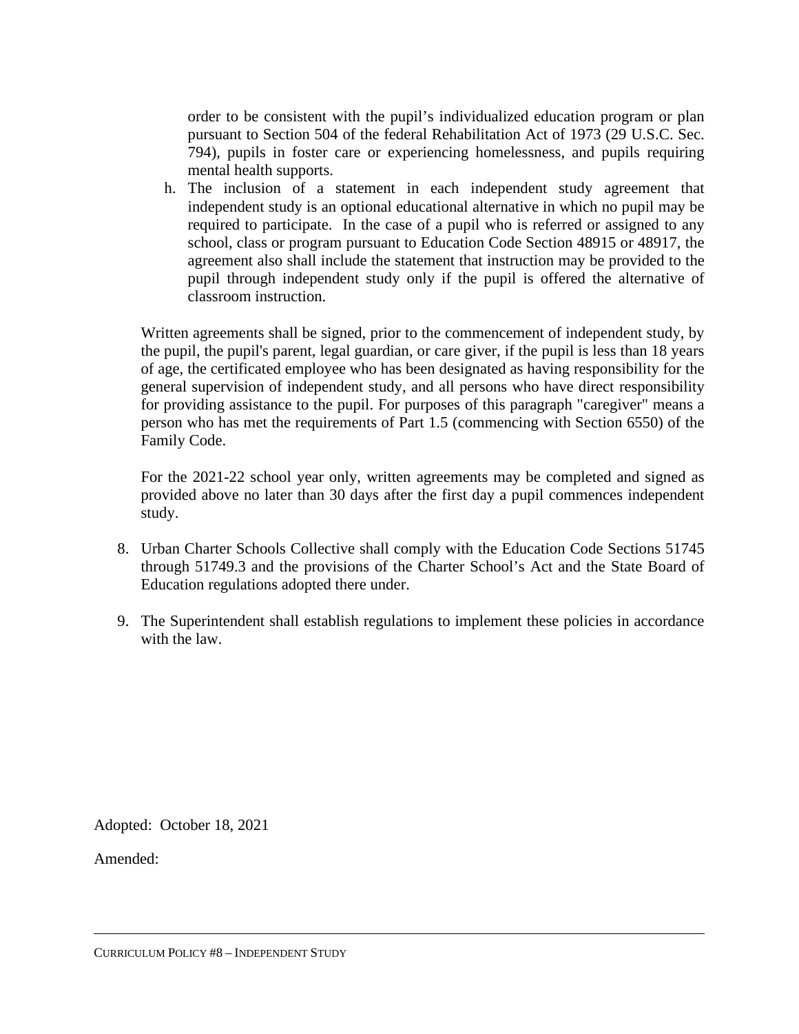order to be consistent with the pupil's individualized education program or plan pursuant to Section 504 of the federal Rehabilitation Act of 1973 (29 U.S.C. Sec. 794), pupils in foster care or experiencing homelessness, and pupils requiring mental health supports.

   h. The inclusion of a statement in each independent study agreement that independent study is an optional educational alternative in which no pupil may be required to participate. In the case of a pupil who is referred or assigned to any school, class or program pursuant to Education Code Section 48915 or 48917, the agreement also shall include the statement that instruction may be provided to the pupil through independent study only if the pupil is offered the alternative of classroom instruction.

   Written agreements shall be signed, prior to the commencement of independent study, by the pupil, the pupil's parent, legal guardian, or care giver, if the pupil is less than 18 years of age, the certificated employee who has been designated as having responsibility for the general supervision of independent study, and all persons who have direct responsibility for providing assistance to the pupil. For purposes of this paragraph "caregiver" means a person who has met the requirements of Part 1.5 (commencing with Section 6550) of the Family Code.

   For the 2021-22 school year only, written agreements may be completed and signed as provided above no later than 30 days after the first day a pupil commences independent study.

8. Urban Charter Schools Collective shall comply with the Education Code Sections 51745 through 51749.3 and the provisions of the Charter School's Act and the State Board of Education regulations adopted there under.

9. The Superintendent shall establish regulations to implement these policies in accordance with the law.

Adopted: October 18, 2021

Amended: